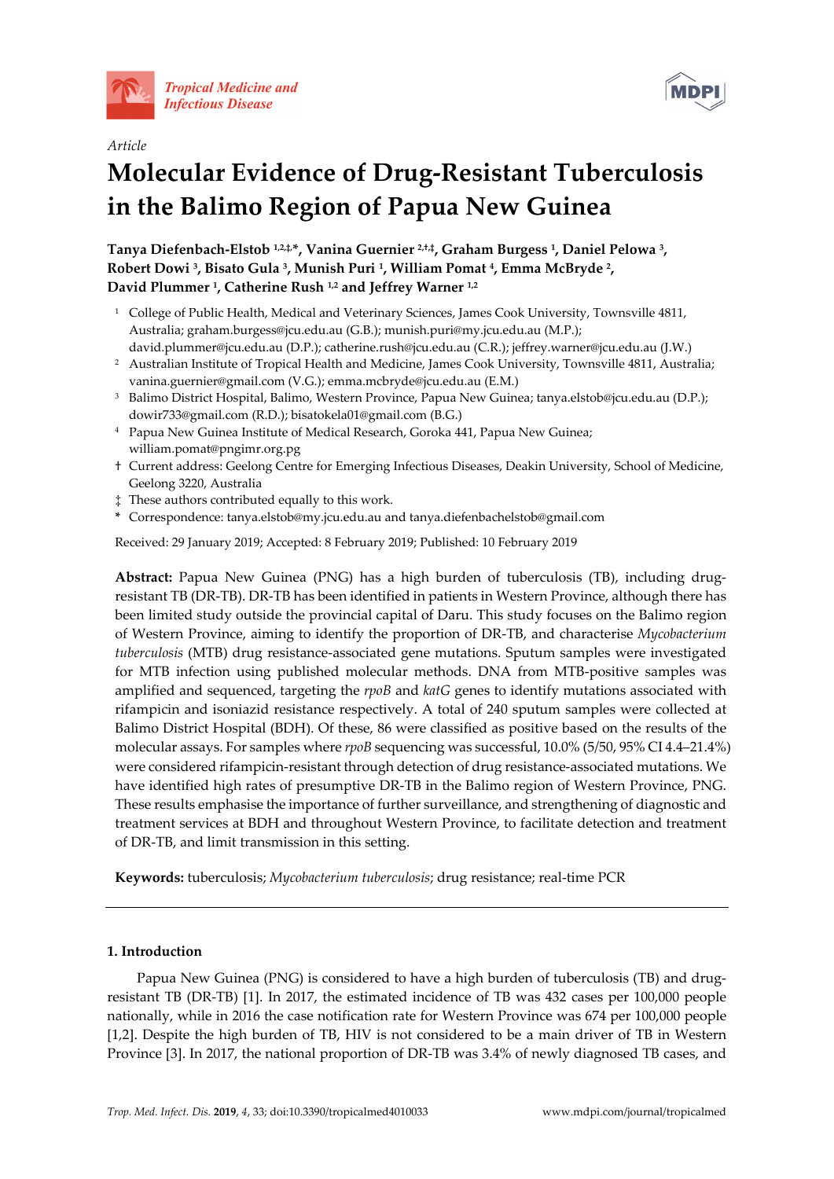Article

# Molecular Evidence of Drug-Resistant Tuberculosis in the Balimo Region of Papua New Guinea

**Tanya Diefenbach-Elstob [1,2,‡,*], Vanina Guernier [2,†,‡], Graham Burgess [1], Daniel Pelowa [3], Robert Dowi [3], Bisato Gula [3], Munish Puri [1], William Pomat [4], Emma McBryde [2], David Plummer [1], Catherine Rush [1,2] and Jeffrey Warner [1,2]**

1. College of Public Health, Medical and Veterinary Sciences, James Cook University, Townsville 4811, Australia; graham.burgess@jcu.edu.au (G.B.); munish.puri@my.jcu.edu.au (M.P.); david.plummer@jcu.edu.au (D.P.); catherine.rush@jcu.edu.au (C.R.); jeffrey.warner@jcu.edu.au (J.W.)
2. Australian Institute of Tropical Health and Medicine, James Cook University, Townsville 4811, Australia; vanina.guernier@gmail.com (V.G.); emma.mcbryde@jcu.edu.au (E.M.)
3. Balimo District Hospital, Balimo, Western Province, Papua New Guinea; tanya.elstob@jcu.edu.au (D.P.); dowir733@gmail.com (R.D.); bisatokela01@gmail.com (B.G.)
4. Papua New Guinea Institute of Medical Research, Goroka 441, Papua New Guinea; william.pomat@pngimr.org.pg

† Current address: Geelong Centre for Emerging Infectious Diseases, Deakin University, School of Medicine, Geelong 3220, Australia

‡ These authors contributed equally to this work.

\* Correspondence: tanya.elstob@my.jcu.edu.au and tanya.diefenbachelstob@gmail.com

Received: 29 January 2019; Accepted: 8 February 2019; Published: 10 February 2019

**Abstract:** Papua New Guinea (PNG) has a high burden of tuberculosis (TB), including drug-resistant TB (DR-TB). DR-TB has been identified in patients in Western Province, although there has been limited study outside the provincial capital of Daru. This study focuses on the Balimo region of Western Province, aiming to identify the proportion of DR-TB, and characterise *Mycobacterium tuberculosis* (MTB) drug resistance-associated gene mutations. Sputum samples were investigated for MTB infection using published molecular methods. DNA from MTB-positive samples was amplified and sequenced, targeting the *rpoB* and *katG* genes to identify mutations associated with rifampicin and isoniazid resistance respectively. A total of 240 sputum samples were collected at Balimo District Hospital (BDH). Of these, 86 were classified as positive based on the results of the molecular assays. For samples where *rpoB* sequencing was successful, 10.0% (5/50, 95% CI 4.4–21.4%) were considered rifampicin-resistant through detection of drug resistance-associated mutations. We have identified high rates of presumptive DR-TB in the Balimo region of Western Province, PNG. These results emphasise the importance of further surveillance, and strengthening of diagnostic and treatment services at BDH and throughout Western Province, to facilitate detection and treatment of DR-TB, and limit transmission in this setting.

**Keywords:** tuberculosis; *Mycobacterium tuberculosis*; drug resistance; real-time PCR

## 1. Introduction

Papua New Guinea (PNG) is considered to have a high burden of tuberculosis (TB) and drug-resistant TB (DR-TB) [1]. In 2017, the estimated incidence of TB was 432 cases per 100,000 people nationally, while in 2016 the case notification rate for Western Province was 674 per 100,000 people [1,2]. Despite the high burden of TB, HIV is not considered to be a main driver of TB in Western Province [3]. In 2017, the national proportion of DR-TB was 3.4% of newly diagnosed TB cases, and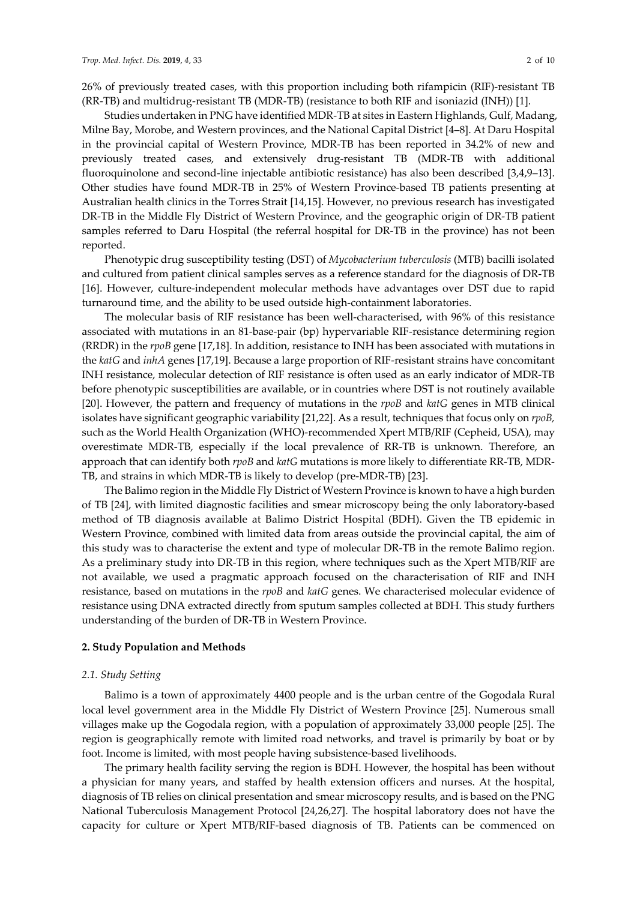26% of previously treated cases, with this proportion including both rifampicin (RIF)-resistant TB (RR-TB) and multidrug-resistant TB (MDR-TB) (resistance to both RIF and isoniazid (INH)) [1].

Studies undertaken in PNG have identified MDR-TB at sites in Eastern Highlands, Gulf, Madang, Milne Bay, Morobe, and Western provinces, and the National Capital District [4–8]. At Daru Hospital in the provincial capital of Western Province, MDR-TB has been reported in 34.2% of new and previously treated cases, and extensively drug-resistant TB (MDR-TB with additional fluoroquinolone and second-line injectable antibiotic resistance) has also been described [3,4,9–13]. Other studies have found MDR-TB in 25% of Western Province-based TB patients presenting at Australian health clinics in the Torres Strait [14,15]. However, no previous research has investigated DR-TB in the Middle Fly District of Western Province, and the geographic origin of DR-TB patient samples referred to Daru Hospital (the referral hospital for DR-TB in the province) has not been reported.

Phenotypic drug susceptibility testing (DST) of *Mycobacterium tuberculosis* (MTB) bacilli isolated and cultured from patient clinical samples serves as a reference standard for the diagnosis of DR-TB [16]. However, culture-independent molecular methods have advantages over DST due to rapid turnaround time, and the ability to be used outside high-containment laboratories.

The molecular basis of RIF resistance has been well-characterised, with 96% of this resistance associated with mutations in an 81-base-pair (bp) hypervariable RIF-resistance determining region (RRDR) in the *rpoB* gene [17,18]. In addition, resistance to INH has been associated with mutations in the *katG* and *inhA* genes [17,19]. Because a large proportion of RIF-resistant strains have concomitant INH resistance, molecular detection of RIF resistance is often used as an early indicator of MDR-TB before phenotypic susceptibilities are available, or in countries where DST is not routinely available [20]. However, the pattern and frequency of mutations in the *rpoB* and *katG* genes in MTB clinical isolates have significant geographic variability [21,22]. As a result, techniques that focus only on *rpoB,* such as the World Health Organization (WHO)-recommended Xpert MTB/RIF (Cepheid, USA), may overestimate MDR-TB, especially if the local prevalence of RR-TB is unknown. Therefore, an approach that can identify both *rpoB* and *katG* mutations is more likely to differentiate RR-TB, MDR-TB, and strains in which MDR-TB is likely to develop (pre-MDR-TB) [23].

The Balimo region in the Middle Fly District of Western Province is known to have a high burden of TB [24], with limited diagnostic facilities and smear microscopy being the only laboratory-based method of TB diagnosis available at Balimo District Hospital (BDH). Given the TB epidemic in Western Province, combined with limited data from areas outside the provincial capital, the aim of this study was to characterise the extent and type of molecular DR-TB in the remote Balimo region. As a preliminary study into DR-TB in this region, where techniques such as the Xpert MTB/RIF are not available, we used a pragmatic approach focused on the characterisation of RIF and INH resistance, based on mutations in the *rpoB* and *katG* genes. We characterised molecular evidence of resistance using DNA extracted directly from sputum samples collected at BDH. This study furthers understanding of the burden of DR-TB in Western Province.

## 2. Study Population and Methods

### *2.1. Study Setting*

Balimo is a town of approximately 4400 people and is the urban centre of the Gogodala Rural local level government area in the Middle Fly District of Western Province [25]. Numerous small villages make up the Gogodala region, with a population of approximately 33,000 people [25]. The region is geographically remote with limited road networks, and travel is primarily by boat or by foot. Income is limited, with most people having subsistence-based livelihoods.

The primary health facility serving the region is BDH. However, the hospital has been without a physician for many years, and staffed by health extension officers and nurses. At the hospital, diagnosis of TB relies on clinical presentation and smear microscopy results, and is based on the PNG National Tuberculosis Management Protocol [24,26,27]. The hospital laboratory does not have the capacity for culture or Xpert MTB/RIF-based diagnosis of TB. Patients can be commenced on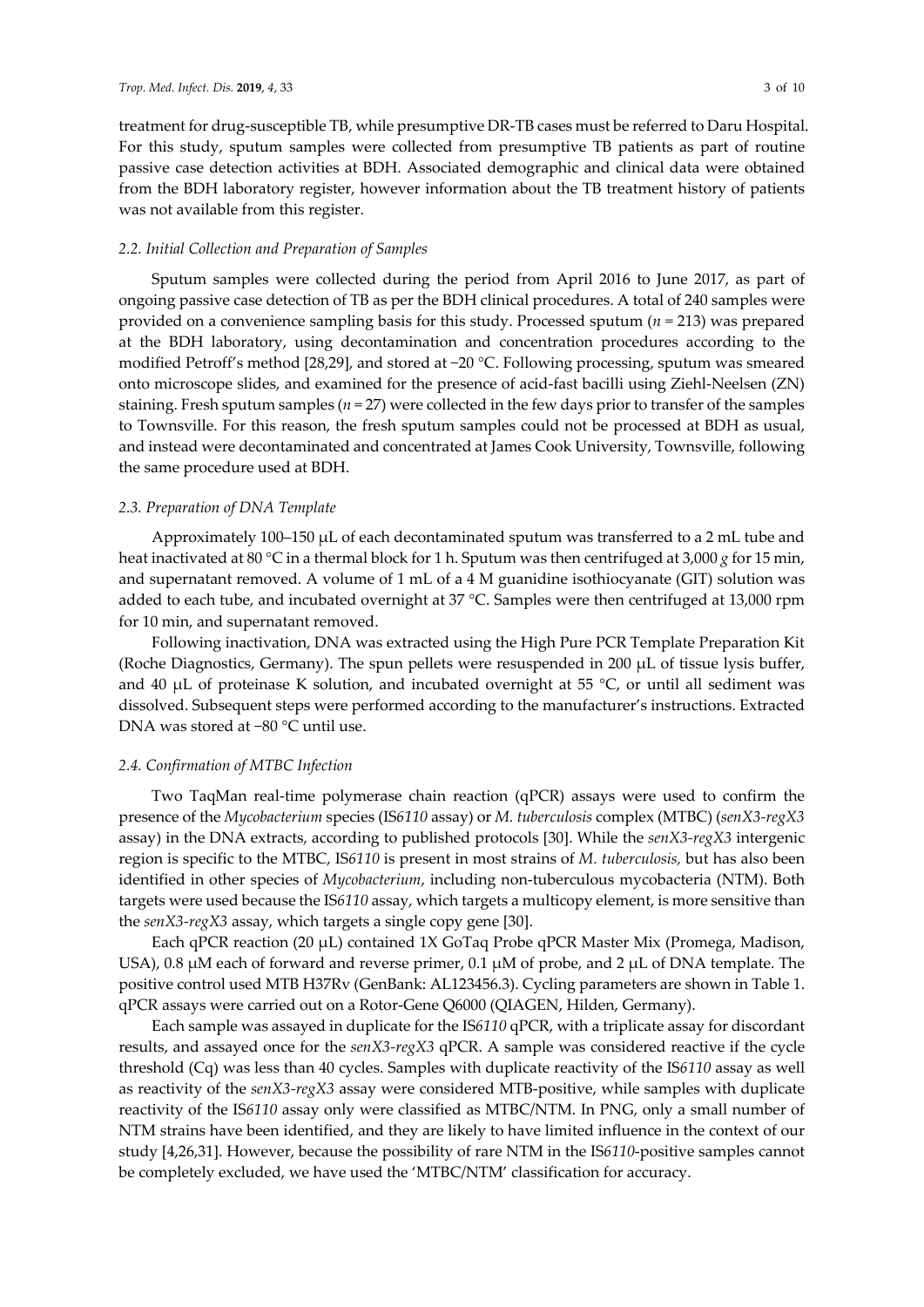treatment for drug-susceptible TB, while presumptive DR-TB cases must be referred to Daru Hospital. For this study, sputum samples were collected from presumptive TB patients as part of routine passive case detection activities at BDH. Associated demographic and clinical data were obtained from the BDH laboratory register, however information about the TB treatment history of patients was not available from this register.

### *2.2. Initial Collection and Preparation of Samples*

Sputum samples were collected during the period from April 2016 to June 2017, as part of ongoing passive case detection of TB as per the BDH clinical procedures. A total of 240 samples were provided on a convenience sampling basis for this study. Processed sputum ($n$ = 213) was prepared at the BDH laboratory, using decontamination and concentration procedures according to the modified Petroff's method [28,29], and stored at −20 °C. Following processing, sputum was smeared onto microscope slides, and examined for the presence of acid-fast bacilli using Ziehl-Neelsen (ZN) staining. Fresh sputum samples ($n$ = 27) were collected in the few days prior to transfer of the samples to Townsville. For this reason, the fresh sputum samples could not be processed at BDH as usual, and instead were decontaminated and concentrated at James Cook University, Townsville, following the same procedure used at BDH.

### *2.3. Preparation of DNA Template*

Approximately 100–150 μL of each decontaminated sputum was transferred to a 2 mL tube and heat inactivated at 80 °C in a thermal block for 1 h. Sputum was then centrifuged at 3,000 *g* for 15 min, and supernatant removed. A volume of 1 mL of a 4 M guanidine isothiocyanate (GIT) solution was added to each tube, and incubated overnight at 37 °C. Samples were then centrifuged at 13,000 rpm for 10 min, and supernatant removed.

Following inactivation, DNA was extracted using the High Pure PCR Template Preparation Kit (Roche Diagnostics, Germany). The spun pellets were resuspended in 200 μL of tissue lysis buffer, and 40 μL of proteinase K solution, and incubated overnight at 55 °C, or until all sediment was dissolved. Subsequent steps were performed according to the manufacturer's instructions. Extracted DNA was stored at −80 °C until use.

### *2.4. Confirmation of MTBC Infection*

Two TaqMan real-time polymerase chain reaction (qPCR) assays were used to confirm the presence of the *Mycobacterium* species (IS*6110* assay) or *M. tuberculosis* complex (MTBC) (*senX3-regX3* assay) in the DNA extracts, according to published protocols [30]. While the *senX3-regX3* intergenic region is specific to the MTBC, IS*6110* is present in most strains of *M. tuberculosis,* but has also been identified in other species of *Mycobacterium*, including non-tuberculous mycobacteria (NTM). Both targets were used because the IS*6110* assay, which targets a multicopy element, is more sensitive than the *senX3-regX3* assay, which targets a single copy gene [30].

Each qPCR reaction (20 μL) contained 1X GoTaq Probe qPCR Master Mix (Promega, Madison, USA), 0.8 μM each of forward and reverse primer, 0.1 μM of probe, and 2 μL of DNA template. The positive control used MTB H37Rv (GenBank: AL123456.3). Cycling parameters are shown in Table 1. qPCR assays were carried out on a Rotor-Gene Q6000 (QIAGEN, Hilden, Germany).

Each sample was assayed in duplicate for the IS*6110* qPCR, with a triplicate assay for discordant results, and assayed once for the *senX3-regX3* qPCR. A sample was considered reactive if the cycle threshold (Cq) was less than 40 cycles. Samples with duplicate reactivity of the IS*6110* assay as well as reactivity of the *senX3-regX3* assay were considered MTB-positive, while samples with duplicate reactivity of the IS*6110* assay only were classified as MTBC/NTM. In PNG, only a small number of NTM strains have been identified, and they are likely to have limited influence in the context of our study [4,26,31]. However, because the possibility of rare NTM in the IS*6110*-positive samples cannot be completely excluded, we have used the 'MTBC/NTM' classification for accuracy.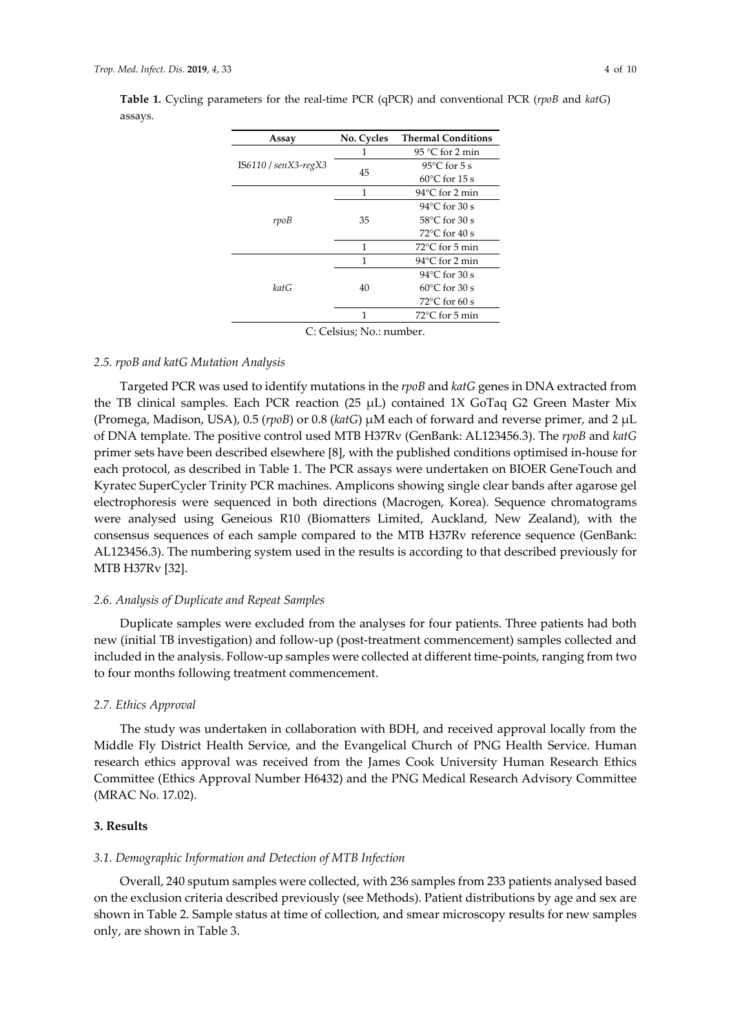**Table 1.** Cycling parameters for the real-time PCR (qPCR) and conventional PCR (*rpoB* and *katG*) assays.

| Assay | No. Cycles | Thermal Conditions |
|---|---|---|
| IS*6110* / *senX3-regX3* | 1 | 95 °C for 2 min |
| | 45 | 95°C for 5 s |
| | | 60°C for 15 s |
| *rpoB* | 1 | 94°C for 2 min |
| | 35 | 94°C for 30 s |
| | | 58°C for 30 s |
| | | 72°C for 40 s |
| | 1 | 72°C for 5 min |
| *katG* | 1 | 94°C for 2 min |
| | 40 | 94°C for 30 s |
| | | 60°C for 30 s |
| | | 72°C for 60 s |
| | 1 | 72°C for 5 min |

C: Celsius; No.: number.

### *2.5. rpoB and katG Mutation Analysis*

Targeted PCR was used to identify mutations in the *rpoB* and *katG* genes in DNA extracted from the TB clinical samples. Each PCR reaction (25 μL) contained 1X GoTaq G2 Green Master Mix (Promega, Madison, USA), 0.5 (*rpoB*) or 0.8 (*katG*) μM each of forward and reverse primer, and 2 μL of DNA template. The positive control used MTB H37Rv (GenBank: AL123456.3). The *rpoB* and *katG* primer sets have been described elsewhere [8], with the published conditions optimised in-house for each protocol, as described in Table 1. The PCR assays were undertaken on BIOER GeneTouch and Kyratec SuperCycler Trinity PCR machines. Amplicons showing single clear bands after agarose gel electrophoresis were sequenced in both directions (Macrogen, Korea). Sequence chromatograms were analysed using Geneious R10 (Biomatters Limited, Auckland, New Zealand), with the consensus sequences of each sample compared to the MTB H37Rv reference sequence (GenBank: AL123456.3). The numbering system used in the results is according to that described previously for MTB H37Rv [32].

### *2.6. Analysis of Duplicate and Repeat Samples*

Duplicate samples were excluded from the analyses for four patients. Three patients had both new (initial TB investigation) and follow-up (post-treatment commencement) samples collected and included in the analysis. Follow-up samples were collected at different time-points, ranging from two to four months following treatment commencement.

### *2.7. Ethics Approval*

The study was undertaken in collaboration with BDH, and received approval locally from the Middle Fly District Health Service, and the Evangelical Church of PNG Health Service. Human research ethics approval was received from the James Cook University Human Research Ethics Committee (Ethics Approval Number H6432) and the PNG Medical Research Advisory Committee (MRAC No. 17.02).

## **3. Results**

### *3.1. Demographic Information and Detection of MTB Infection*

Overall, 240 sputum samples were collected, with 236 samples from 233 patients analysed based on the exclusion criteria described previously (see Methods). Patient distributions by age and sex are shown in Table 2. Sample status at time of collection, and smear microscopy results for new samples only, are shown in Table 3.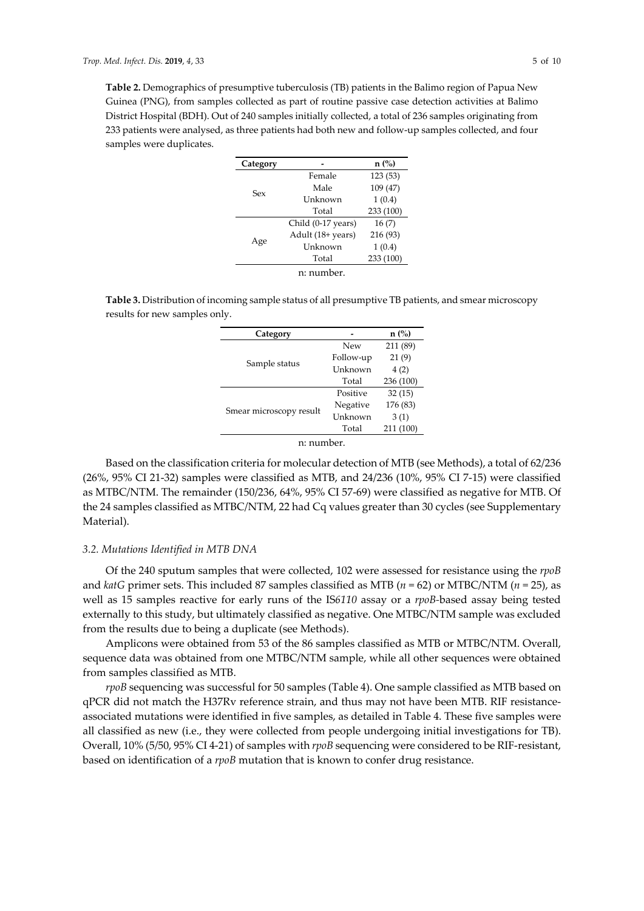**Table 2.** Demographics of presumptive tuberculosis (TB) patients in the Balimo region of Papua New Guinea (PNG), from samples collected as part of routine passive case detection activities at Balimo District Hospital (BDH). Out of 240 samples initially collected, a total of 236 samples originating from 233 patients were analysed, as three patients had both new and follow-up samples collected, and four samples were duplicates.

| Category | - | n (%) |
|---|---|---|
| Sex | Female | 123 (53) |
| | Male | 109 (47) |
| | Unknown | 1 (0.4) |
| | Total | 233 (100) |
| Age | Child (0-17 years) | 16 (7) |
| | Adult (18+ years) | 216 (93) |
| | Unknown | 1 (0.4) |
| | Total | 233 (100) |

n: number.

**Table 3.** Distribution of incoming sample status of all presumptive TB patients, and smear microscopy results for new samples only.

| Category | - | n (%) |
|---|---|---|
| Sample status | New | 211 (89) |
| | Follow-up | 21 (9) |
| | Unknown | 4 (2) |
| | Total | 236 (100) |
| Smear microscopy result | Positive | 32 (15) |
| | Negative | 176 (83) |
| | Unknown | 3 (1) |
| | Total | 211 (100) |

n: number.

Based on the classification criteria for molecular detection of MTB (see Methods), a total of 62/236 (26%, 95% CI 21-32) samples were classified as MTB, and 24/236 (10%, 95% CI 7-15) were classified as MTBC/NTM. The remainder (150/236, 64%, 95% CI 57-69) were classified as negative for MTB. Of the 24 samples classified as MTBC/NTM, 22 had Cq values greater than 30 cycles (see Supplementary Material).

### 3.2. Mutations Identified in MTB DNA

Of the 240 sputum samples that were collected, 102 were assessed for resistance using the *rpoB* and *katG* primer sets. This included 87 samples classified as MTB ($n = 62$) or MTBC/NTM ($n = 25$), as well as 15 samples reactive for early runs of the IS*6110* assay or a *rpoB*-based assay being tested externally to this study, but ultimately classified as negative. One MTBC/NTM sample was excluded from the results due to being a duplicate (see Methods).

Amplicons were obtained from 53 of the 86 samples classified as MTB or MTBC/NTM. Overall, sequence data was obtained from one MTBC/NTM sample, while all other sequences were obtained from samples classified as MTB.

*rpoB* sequencing was successful for 50 samples (Table 4). One sample classified as MTB based on qPCR did not match the H37Rv reference strain, and thus may not have been MTB. RIF resistance-associated mutations were identified in five samples, as detailed in Table 4. These five samples were all classified as new (i.e., they were collected from people undergoing initial investigations for TB). Overall, 10% (5/50, 95% CI 4-21) of samples with *rpoB* sequencing were considered to be RIF-resistant, based on identification of a *rpoB* mutation that is known to confer drug resistance.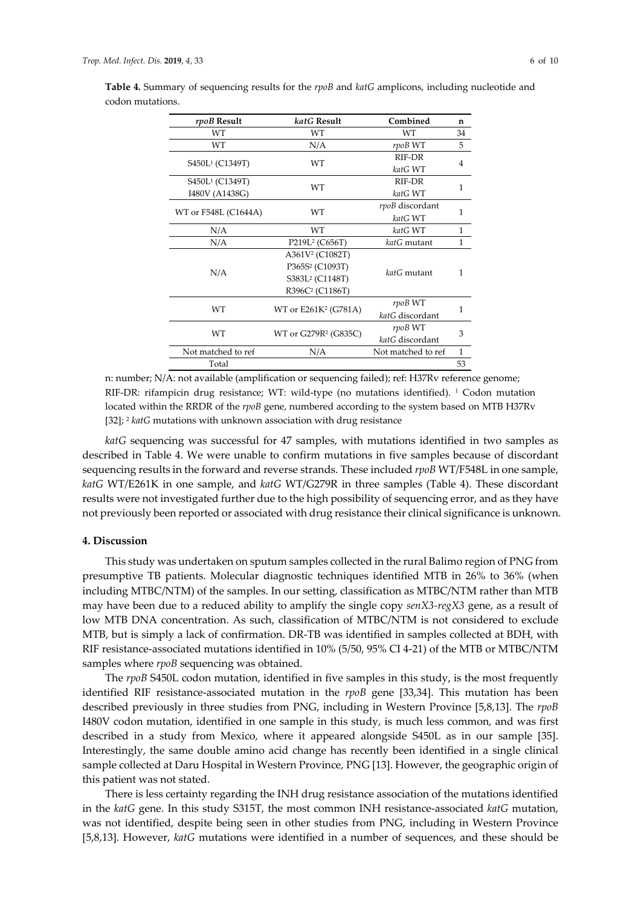**Table 4.** Summary of sequencing results for the *rpoB* and *katG* amplicons, including nucleotide and codon mutations.

| *rpoB* Result | *katG* Result | Combined | n |
|---|---|---|---|
| WT | WT | WT | 34 |
| WT | N/A | *rpoB* WT | 5 |
| S450L[1] (C1349T) | WT | RIF-DR *katG* WT | 4 |
| S450L[1] (C1349T) I480V (A1438G) | WT | RIF-DR *katG* WT | 1 |
| WT or F548L (C1644A) | WT | *rpoB* discordant *katG* WT | 1 |
| N/A | WT | *katG* WT | 1 |
| N/A | P219L[2] (C656T) | *katG* mutant | 1 |
| N/A | A361V[2] (C1082T) P365S[2] (C1093T) S383L[2] (C1148T) R396C[2] (C1186T) | *katG* mutant | 1 |
| WT | WT or E261K[2] (G781A) | *rpoB* WT *katG* discordant | 1 |
| WT | WT or G279R[2] (G835C) | *rpoB* WT *katG* discordant | 3 |
| Not matched to ref | N/A | Not matched to ref | 1 |
| Total | | | 53 |

n: number; N/A: not available (amplification or sequencing failed); ref: H37Rv reference genome; RIF-DR: rifampicin drug resistance; WT: wild-type (no mutations identified). [1] Codon mutation located within the RRDR of the *rpoB* gene, numbered according to the system based on MTB H37Rv [32]; [2] *katG* mutations with unknown association with drug resistance

*katG* sequencing was successful for 47 samples, with mutations identified in two samples as described in Table 4. We were unable to confirm mutations in five samples because of discordant sequencing results in the forward and reverse strands. These included *rpoB* WT/F548L in one sample, *katG* WT/E261K in one sample, and *katG* WT/G279R in three samples (Table 4). These discordant results were not investigated further due to the high possibility of sequencing error, and as they have not previously been reported or associated with drug resistance their clinical significance is unknown.

## 4. Discussion

This study was undertaken on sputum samples collected in the rural Balimo region of PNG from presumptive TB patients. Molecular diagnostic techniques identified MTB in 26% to 36% (when including MTBC/NTM) of the samples. In our setting, classification as MTBC/NTM rather than MTB may have been due to a reduced ability to amplify the single copy *senX3-regX3* gene, as a result of low MTB DNA concentration. As such, classification of MTBC/NTM is not considered to exclude MTB, but is simply a lack of confirmation. DR-TB was identified in samples collected at BDH, with RIF resistance-associated mutations identified in 10% (5/50, 95% CI 4-21) of the MTB or MTBC/NTM samples where *rpoB* sequencing was obtained.

The *rpoB* S450L codon mutation, identified in five samples in this study, is the most frequently identified RIF resistance-associated mutation in the *rpoB* gene [33,34]. This mutation has been described previously in three studies from PNG, including in Western Province [5,8,13]. The *rpoB* I480V codon mutation, identified in one sample in this study, is much less common, and was first described in a study from Mexico, where it appeared alongside S450L as in our sample [35]. Interestingly, the same double amino acid change has recently been identified in a single clinical sample collected at Daru Hospital in Western Province, PNG [13]. However, the geographic origin of this patient was not stated.

There is less certainty regarding the INH drug resistance association of the mutations identified in the *katG* gene. In this study S315T, the most common INH resistance-associated *katG* mutation, was not identified, despite being seen in other studies from PNG, including in Western Province [5,8,13]. However, *katG* mutations were identified in a number of sequences, and these should be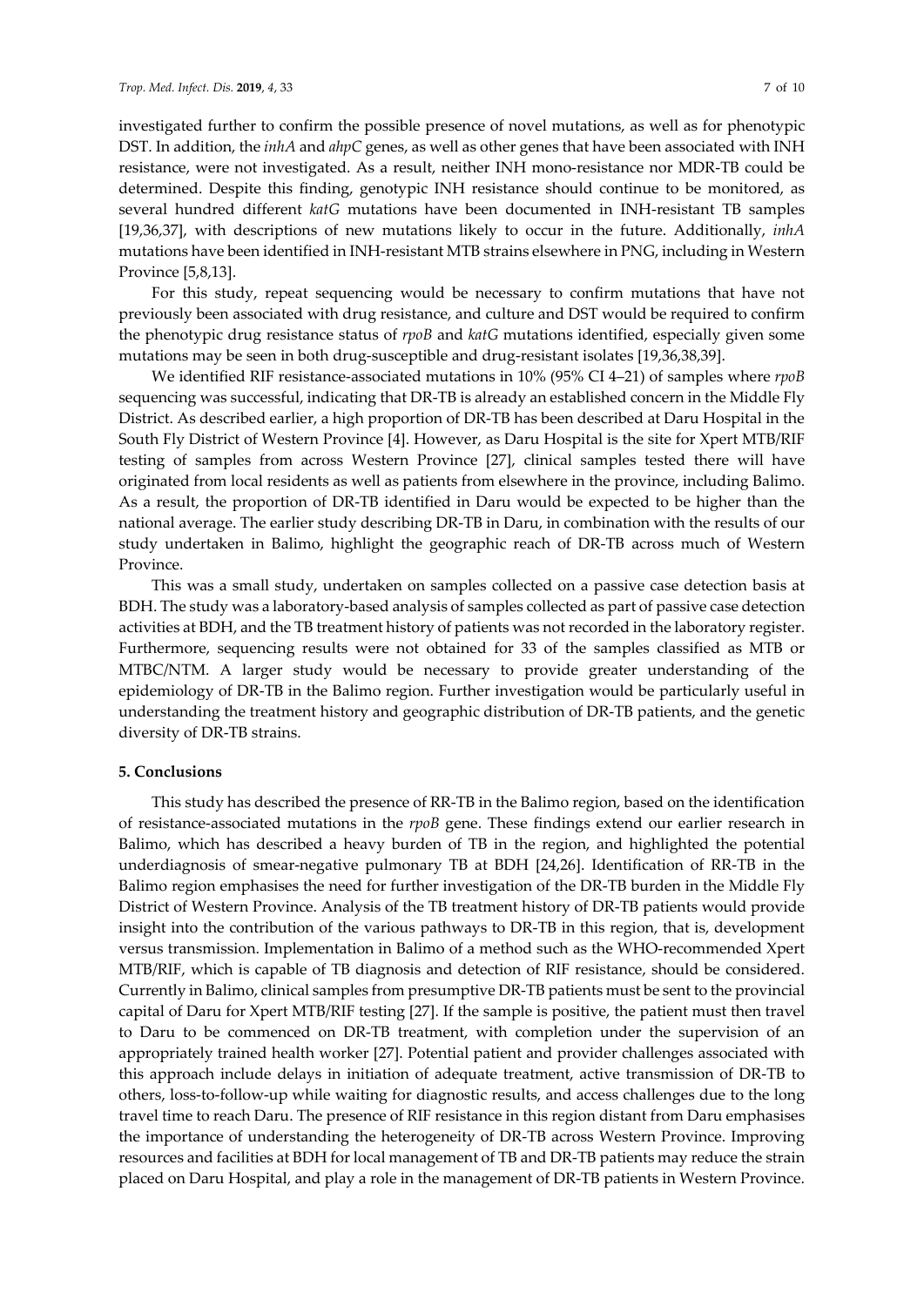investigated further to confirm the possible presence of novel mutations, as well as for phenotypic DST. In addition, the *inhA* and *ahpC* genes, as well as other genes that have been associated with INH resistance, were not investigated. As a result, neither INH mono-resistance nor MDR-TB could be determined. Despite this finding, genotypic INH resistance should continue to be monitored, as several hundred different *katG* mutations have been documented in INH-resistant TB samples [19,36,37], with descriptions of new mutations likely to occur in the future. Additionally, *inhA* mutations have been identified in INH-resistant MTB strains elsewhere in PNG, including in Western Province [5,8,13].

For this study, repeat sequencing would be necessary to confirm mutations that have not previously been associated with drug resistance, and culture and DST would be required to confirm the phenotypic drug resistance status of *rpoB* and *katG* mutations identified, especially given some mutations may be seen in both drug-susceptible and drug-resistant isolates [19,36,38,39].

We identified RIF resistance-associated mutations in 10% (95% CI 4–21) of samples where *rpoB* sequencing was successful, indicating that DR-TB is already an established concern in the Middle Fly District. As described earlier, a high proportion of DR-TB has been described at Daru Hospital in the South Fly District of Western Province [4]. However, as Daru Hospital is the site for Xpert MTB/RIF testing of samples from across Western Province [27], clinical samples tested there will have originated from local residents as well as patients from elsewhere in the province, including Balimo. As a result, the proportion of DR-TB identified in Daru would be expected to be higher than the national average. The earlier study describing DR-TB in Daru, in combination with the results of our study undertaken in Balimo, highlight the geographic reach of DR-TB across much of Western Province.

This was a small study, undertaken on samples collected on a passive case detection basis at BDH. The study was a laboratory-based analysis of samples collected as part of passive case detection activities at BDH, and the TB treatment history of patients was not recorded in the laboratory register. Furthermore, sequencing results were not obtained for 33 of the samples classified as MTB or MTBC/NTM. A larger study would be necessary to provide greater understanding of the epidemiology of DR-TB in the Balimo region. Further investigation would be particularly useful in understanding the treatment history and geographic distribution of DR-TB patients, and the genetic diversity of DR-TB strains.

## 5. Conclusions

This study has described the presence of RR-TB in the Balimo region, based on the identification of resistance-associated mutations in the *rpoB* gene. These findings extend our earlier research in Balimo, which has described a heavy burden of TB in the region, and highlighted the potential underdiagnosis of smear-negative pulmonary TB at BDH [24,26]. Identification of RR-TB in the Balimo region emphasises the need for further investigation of the DR-TB burden in the Middle Fly District of Western Province. Analysis of the TB treatment history of DR-TB patients would provide insight into the contribution of the various pathways to DR-TB in this region, that is, development versus transmission. Implementation in Balimo of a method such as the WHO-recommended Xpert MTB/RIF, which is capable of TB diagnosis and detection of RIF resistance, should be considered. Currently in Balimo, clinical samples from presumptive DR-TB patients must be sent to the provincial capital of Daru for Xpert MTB/RIF testing [27]. If the sample is positive, the patient must then travel to Daru to be commenced on DR-TB treatment, with completion under the supervision of an appropriately trained health worker [27]. Potential patient and provider challenges associated with this approach include delays in initiation of adequate treatment, active transmission of DR-TB to others, loss-to-follow-up while waiting for diagnostic results, and access challenges due to the long travel time to reach Daru. The presence of RIF resistance in this region distant from Daru emphasises the importance of understanding the heterogeneity of DR-TB across Western Province. Improving resources and facilities at BDH for local management of TB and DR-TB patients may reduce the strain placed on Daru Hospital, and play a role in the management of DR-TB patients in Western Province.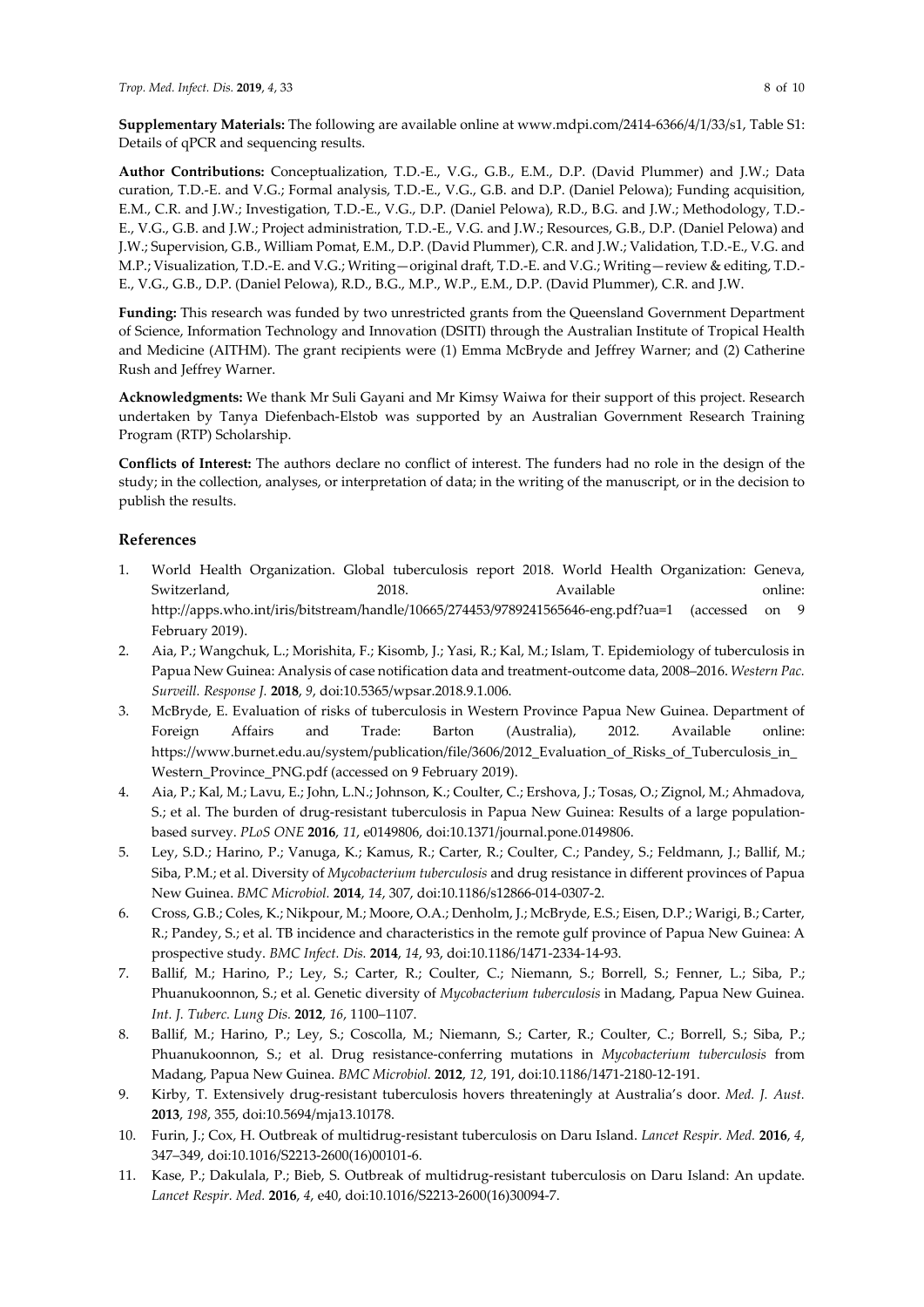**Supplementary Materials:** The following are available online at www.mdpi.com/2414-6366/4/1/33/s1, Table S1: Details of qPCR and sequencing results.

**Author Contributions:** Conceptualization, T.D.-E., V.G., G.B., E.M., D.P. (David Plummer) and J.W.; Data curation, T.D.-E. and V.G.; Formal analysis, T.D.-E., V.G., G.B. and D.P. (Daniel Pelowa); Funding acquisition, E.M., C.R. and J.W.; Investigation, T.D.-E., V.G., D.P. (Daniel Pelowa), R.D., B.G. and J.W.; Methodology, T.D.-E., V.G., G.B. and J.W.; Project administration, T.D.-E., V.G. and J.W.; Resources, G.B., D.P. (Daniel Pelowa) and J.W.; Supervision, G.B., William Pomat, E.M., D.P. (David Plummer), C.R. and J.W.; Validation, T.D.-E., V.G. and M.P.; Visualization, T.D.-E. and V.G.; Writing—original draft, T.D.-E. and V.G.; Writing—review & editing, T.D.-E., V.G., G.B., D.P. (Daniel Pelowa), R.D., B.G., M.P., W.P., E.M., D.P. (David Plummer), C.R. and J.W.

**Funding:** This research was funded by two unrestricted grants from the Queensland Government Department of Science, Information Technology and Innovation (DSITI) through the Australian Institute of Tropical Health and Medicine (AITHM). The grant recipients were (1) Emma McBryde and Jeffrey Warner; and (2) Catherine Rush and Jeffrey Warner.

**Acknowledgments:** We thank Mr Suli Gayani and Mr Kimsy Waiwa for their support of this project. Research undertaken by Tanya Diefenbach-Elstob was supported by an Australian Government Research Training Program (RTP) Scholarship.

**Conflicts of Interest:** The authors declare no conflict of interest. The funders had no role in the design of the study; in the collection, analyses, or interpretation of data; in the writing of the manuscript, or in the decision to publish the results.

## References

1. World Health Organization. Global tuberculosis report 2018. World Health Organization: Geneva, Switzerland, 2018. Available online: http://apps.who.int/iris/bitstream/handle/10665/274453/9789241565646-eng.pdf?ua=1 (accessed on 9 February 2019).
2. Aia, P.; Wangchuk, L.; Morishita, F.; Kisomb, J.; Yasi, R.; Kal, M.; Islam, T. Epidemiology of tuberculosis in Papua New Guinea: Analysis of case notification data and treatment-outcome data, 2008–2016. *Western Pac. Surveill. Response J.* **2018**, *9*, doi:10.5365/wpsar.2018.9.1.006.
3. McBryde, E. Evaluation of risks of tuberculosis in Western Province Papua New Guinea. Department of Foreign Affairs and Trade: Barton (Australia), 2012. Available online: https://www.burnet.edu.au/system/publication/file/3606/2012_Evaluation_of_Risks_of_Tuberculosis_in_Western_Province_PNG.pdf (accessed on 9 February 2019).
4. Aia, P.; Kal, M.; Lavu, E.; John, L.N.; Johnson, K.; Coulter, C.; Ershova, J.; Tosas, O.; Zignol, M.; Ahmadova, S.; et al. The burden of drug-resistant tuberculosis in Papua New Guinea: Results of a large population-based survey. *PLoS ONE* **2016**, *11*, e0149806, doi:10.1371/journal.pone.0149806.
5. Ley, S.D.; Harino, P.; Vanuga, K.; Kamus, R.; Carter, R.; Coulter, C.; Pandey, S.; Feldmann, J.; Ballif, M.; Siba, P.M.; et al. Diversity of *Mycobacterium tuberculosis* and drug resistance in different provinces of Papua New Guinea. *BMC Microbiol.* **2014**, *14*, 307, doi:10.1186/s12866-014-0307-2.
6. Cross, G.B.; Coles, K.; Nikpour, M.; Moore, O.A.; Denholm, J.; McBryde, E.S.; Eisen, D.P.; Warigi, B.; Carter, R.; Pandey, S.; et al. TB incidence and characteristics in the remote gulf province of Papua New Guinea: A prospective study. *BMC Infect. Dis.* **2014**, *14*, 93, doi:10.1186/1471-2334-14-93.
7. Ballif, M.; Harino, P.; Ley, S.; Carter, R.; Coulter, C.; Niemann, S.; Borrell, S.; Fenner, L.; Siba, P.; Phuanukoonnon, S.; et al. Genetic diversity of *Mycobacterium tuberculosis* in Madang, Papua New Guinea. *Int. J. Tuberc. Lung Dis.* **2012**, *16*, 1100–1107.
8. Ballif, M.; Harino, P.; Ley, S.; Coscolla, M.; Niemann, S.; Carter, R.; Coulter, C.; Borrell, S.; Siba, P.; Phuanukoonnon, S.; et al. Drug resistance-conferring mutations in *Mycobacterium tuberculosis* from Madang, Papua New Guinea. *BMC Microbiol.* **2012**, *12*, 191, doi:10.1186/1471-2180-12-191.
9. Kirby, T. Extensively drug-resistant tuberculosis hovers threateningly at Australia's door. *Med. J. Aust.* **2013**, *198*, 355, doi:10.5694/mja13.10178.
10. Furin, J.; Cox, H. Outbreak of multidrug-resistant tuberculosis on Daru Island. *Lancet Respir. Med.* **2016**, *4*, 347–349, doi:10.1016/S2213-2600(16)00101-6.
11. Kase, P.; Dakulala, P.; Bieb, S. Outbreak of multidrug-resistant tuberculosis on Daru Island: An update. *Lancet Respir. Med.* **2016**, *4*, e40, doi:10.1016/S2213-2600(16)30094-7.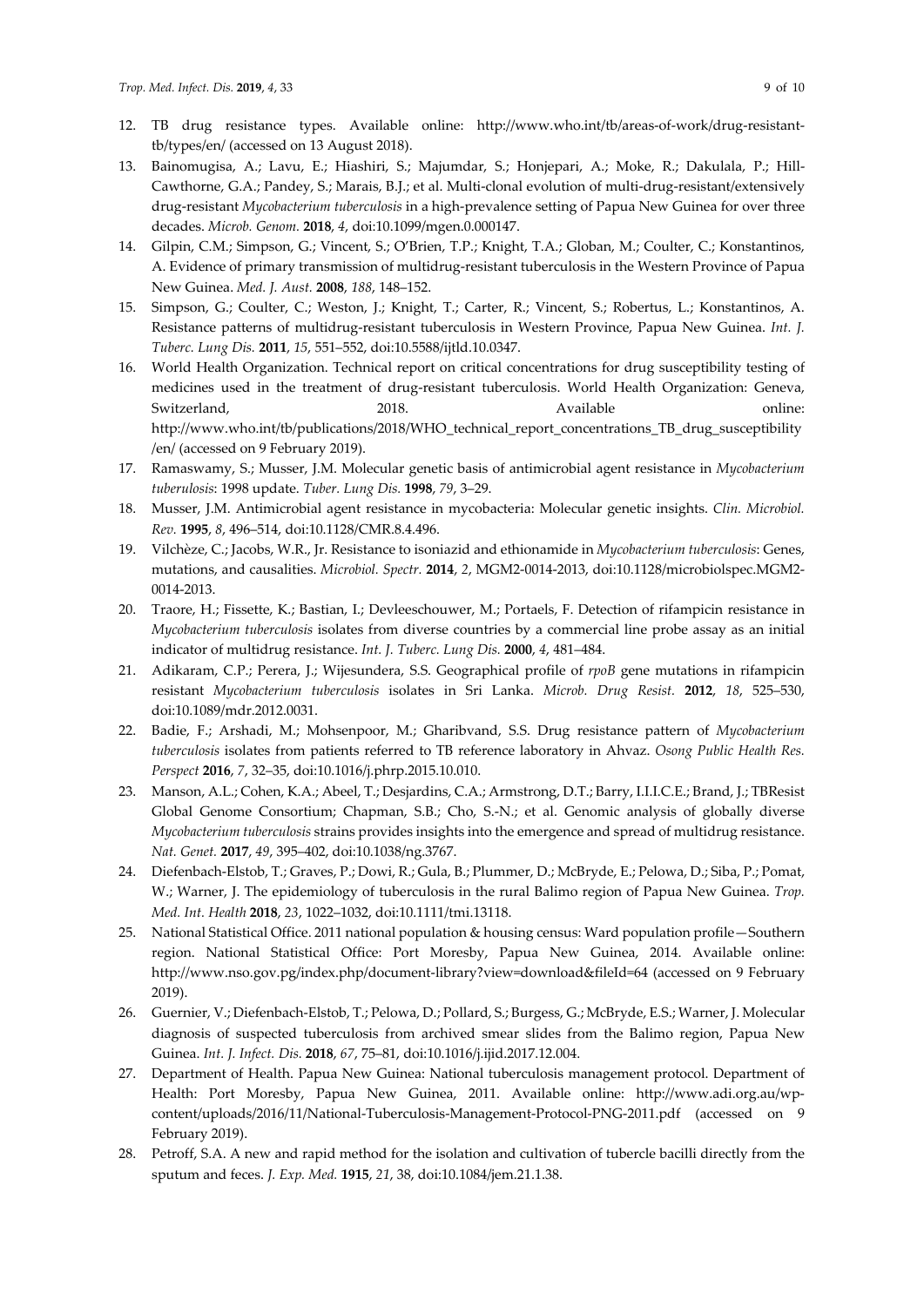12. TB drug resistance types. Available online: http://www.who.int/tb/areas-of-work/drug-resistant-tb/types/en/ (accessed on 13 August 2018).
13. Bainomugisa, A.; Lavu, E.; Hiashiri, S.; Majumdar, S.; Honjepari, A.; Moke, R.; Dakulala, P.; Hill-Cawthorne, G.A.; Pandey, S.; Marais, B.J.; et al. Multi-clonal evolution of multi-drug-resistant/extensively drug-resistant *Mycobacterium tuberculosis* in a high-prevalence setting of Papua New Guinea for over three decades. *Microb. Genom.* **2018**, *4*, doi:10.1099/mgen.0.000147.
14. Gilpin, C.M.; Simpson, G.; Vincent, S.; O'Brien, T.P.; Knight, T.A.; Globan, M.; Coulter, C.; Konstantinos, A. Evidence of primary transmission of multidrug-resistant tuberculosis in the Western Province of Papua New Guinea. *Med. J. Aust.* **2008**, *188*, 148–152.
15. Simpson, G.; Coulter, C.; Weston, J.; Knight, T.; Carter, R.; Vincent, S.; Robertus, L.; Konstantinos, A. Resistance patterns of multidrug-resistant tuberculosis in Western Province, Papua New Guinea. *Int. J. Tuberc. Lung Dis.* **2011**, *15*, 551–552, doi:10.5588/ijtld.10.0347.
16. World Health Organization. Technical report on critical concentrations for drug susceptibility testing of medicines used in the treatment of drug-resistant tuberculosis. World Health Organization: Geneva, Switzerland, 2018. Available online: http://www.who.int/tb/publications/2018/WHO_technical_report_concentrations_TB_drug_susceptibility/en/ (accessed on 9 February 2019).
17. Ramaswamy, S.; Musser, J.M. Molecular genetic basis of antimicrobial agent resistance in *Mycobacterium tuberulosis*: 1998 update. *Tuber. Lung Dis.* **1998**, *79*, 3–29.
18. Musser, J.M. Antimicrobial agent resistance in mycobacteria: Molecular genetic insights. *Clin. Microbiol. Rev.* **1995**, *8*, 496–514, doi:10.1128/CMR.8.4.496.
19. Vilchèze, C.; Jacobs, W.R., Jr. Resistance to isoniazid and ethionamide in *Mycobacterium tuberculosis*: Genes, mutations, and causalities. *Microbiol. Spectr.* **2014**, *2*, MGM2-0014-2013, doi:10.1128/microbiolspec.MGM2-0014-2013.
20. Traore, H.; Fissette, K.; Bastian, I.; Devleeschouwer, M.; Portaels, F. Detection of rifampicin resistance in *Mycobacterium tuberculosis* isolates from diverse countries by a commercial line probe assay as an initial indicator of multidrug resistance. *Int. J. Tuberc. Lung Dis.* **2000**, *4*, 481–484.
21. Adikaram, C.P.; Perera, J.; Wijesundera, S.S. Geographical profile of *rpoB* gene mutations in rifampicin resistant *Mycobacterium tuberculosis* isolates in Sri Lanka. *Microb. Drug Resist.* **2012**, *18*, 525–530, doi:10.1089/mdr.2012.0031.
22. Badie, F.; Arshadi, M.; Mohsenpoor, M.; Gharibvand, S.S. Drug resistance pattern of *Mycobacterium tuberculosis* isolates from patients referred to TB reference laboratory in Ahvaz. *Osong Public Health Res. Perspect* **2016**, *7*, 32–35, doi:10.1016/j.phrp.2015.10.010.
23. Manson, A.L.; Cohen, K.A.; Abeel, T.; Desjardins, C.A.; Armstrong, D.T.; Barry, I.I.I.C.E.; Brand, J.; TBResist Global Genome Consortium; Chapman, S.B.; Cho, S.-N.; et al. Genomic analysis of globally diverse *Mycobacterium tuberculosis* strains provides insights into the emergence and spread of multidrug resistance. *Nat. Genet.* **2017**, *49*, 395–402, doi:10.1038/ng.3767.
24. Diefenbach-Elstob, T.; Graves, P.; Dowi, R.; Gula, B.; Plummer, D.; McBryde, E.; Pelowa, D.; Siba, P.; Pomat, W.; Warner, J. The epidemiology of tuberculosis in the rural Balimo region of Papua New Guinea. *Trop. Med. Int. Health* **2018**, *23*, 1022–1032, doi:10.1111/tmi.13118.
25. National Statistical Office. 2011 national population & housing census: Ward population profile—Southern region. National Statistical Office: Port Moresby, Papua New Guinea, 2014. Available online: http://www.nso.gov.pg/index.php/document-library?view=download&fileId=64 (accessed on 9 February 2019).
26. Guernier, V.; Diefenbach-Elstob, T.; Pelowa, D.; Pollard, S.; Burgess, G.; McBryde, E.S.; Warner, J. Molecular diagnosis of suspected tuberculosis from archived smear slides from the Balimo region, Papua New Guinea. *Int. J. Infect. Dis.* **2018**, *67*, 75–81, doi:10.1016/j.ijid.2017.12.004.
27. Department of Health. Papua New Guinea: National tuberculosis management protocol. Department of Health: Port Moresby, Papua New Guinea, 2011. Available online: http://www.adi.org.au/wp-content/uploads/2016/11/National-Tuberculosis-Management-Protocol-PNG-2011.pdf (accessed on 9 February 2019).
28. Petroff, S.A. A new and rapid method for the isolation and cultivation of tubercle bacilli directly from the sputum and feces. *J. Exp. Med.* **1915**, *21*, 38, doi:10.1084/jem.21.1.38.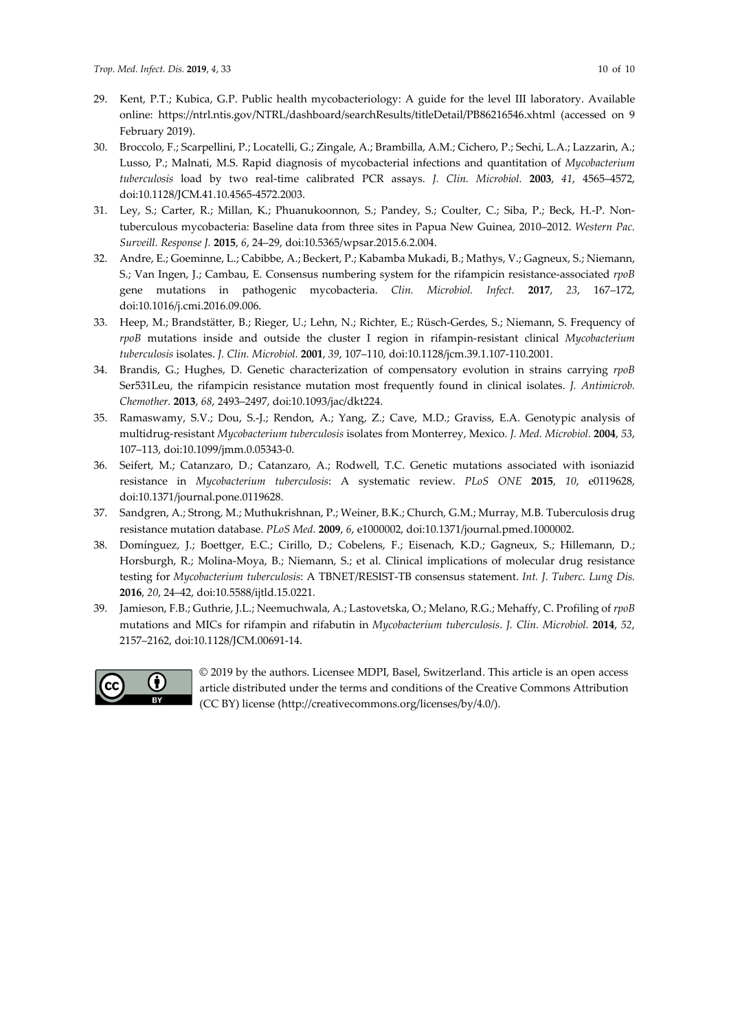29. Kent, P.T.; Kubica, G.P. Public health mycobacteriology: A guide for the level III laboratory. Available online: https://ntrl.ntis.gov/NTRL/dashboard/searchResults/titleDetail/PB86216546.xhtml (accessed on 9 February 2019).
30. Broccolo, F.; Scarpellini, P.; Locatelli, G.; Zingale, A.; Brambilla, A.M.; Cichero, P.; Sechi, L.A.; Lazzarin, A.; Lusso, P.; Malnati, M.S. Rapid diagnosis of mycobacterial infections and quantitation of *Mycobacterium tuberculosis* load by two real-time calibrated PCR assays. *J. Clin. Microbiol.* **2003**, *41*, 4565–4572, doi:10.1128/JCM.41.10.4565-4572.2003.
31. Ley, S.; Carter, R.; Millan, K.; Phuanukoonnon, S.; Pandey, S.; Coulter, C.; Siba, P.; Beck, H.-P. Non-tuberculous mycobacteria: Baseline data from three sites in Papua New Guinea, 2010–2012. *Western Pac. Surveill. Response J.* **2015**, *6*, 24–29, doi:10.5365/wpsar.2015.6.2.004.
32. Andre, E.; Goeminne, L.; Cabibbe, A.; Beckert, P.; Kabamba Mukadi, B.; Mathys, V.; Gagneux, S.; Niemann, S.; Van Ingen, J.; Cambau, E. Consensus numbering system for the rifampicin resistance-associated *rpoB* gene mutations in pathogenic mycobacteria. *Clin. Microbiol. Infect.* **2017**, *23*, 167–172, doi:10.1016/j.cmi.2016.09.006.
33. Heep, M.; Brandstätter, B.; Rieger, U.; Lehn, N.; Richter, E.; Rüsch-Gerdes, S.; Niemann, S. Frequency of *rpoB* mutations inside and outside the cluster I region in rifampin-resistant clinical *Mycobacterium tuberculosis* isolates. *J. Clin. Microbiol.* **2001**, *39*, 107–110, doi:10.1128/jcm.39.1.107-110.2001.
34. Brandis, G.; Hughes, D. Genetic characterization of compensatory evolution in strains carrying *rpoB* Ser531Leu, the rifampicin resistance mutation most frequently found in clinical isolates. *J. Antimicrob. Chemother.* **2013**, *68*, 2493–2497, doi:10.1093/jac/dkt224.
35. Ramaswamy, S.V.; Dou, S.-J.; Rendon, A.; Yang, Z.; Cave, M.D.; Graviss, E.A. Genotypic analysis of multidrug-resistant *Mycobacterium tuberculosis* isolates from Monterrey, Mexico. *J. Med. Microbiol.* **2004**, *53*, 107–113, doi:10.1099/jmm.0.05343-0.
36. Seifert, M.; Catanzaro, D.; Catanzaro, A.; Rodwell, T.C. Genetic mutations associated with isoniazid resistance in *Mycobacterium tuberculosis*: A systematic review. *PLoS ONE* **2015**, *10*, e0119628, doi:10.1371/journal.pone.0119628.
37. Sandgren, A.; Strong, M.; Muthukrishnan, P.; Weiner, B.K.; Church, G.M.; Murray, M.B. Tuberculosis drug resistance mutation database. *PLoS Med.* **2009**, *6*, e1000002, doi:10.1371/journal.pmed.1000002.
38. Domínguez, J.; Boettger, E.C.; Cirillo, D.; Cobelens, F.; Eisenach, K.D.; Gagneux, S.; Hillemann, D.; Horsburgh, R.; Molina-Moya, B.; Niemann, S.; et al. Clinical implications of molecular drug resistance testing for *Mycobacterium tuberculosis*: A TBNET/RESIST-TB consensus statement. *Int. J. Tuberc. Lung Dis.* **2016**, *20*, 24–42, doi:10.5588/ijtld.15.0221.
39. Jamieson, F.B.; Guthrie, J.L.; Neemuchwala, A.; Lastovetska, O.; Melano, R.G.; Mehaffy, C. Profiling of *rpoB* mutations and MICs for rifampin and rifabutin in *Mycobacterium tuberculosis*. *J. Clin. Microbiol.* **2014**, *52*, 2157–2162, doi:10.1128/JCM.00691-14.

© 2019 by the authors. Licensee MDPI, Basel, Switzerland. This article is an open access article distributed under the terms and conditions of the Creative Commons Attribution (CC BY) license (http://creativecommons.org/licenses/by/4.0/).